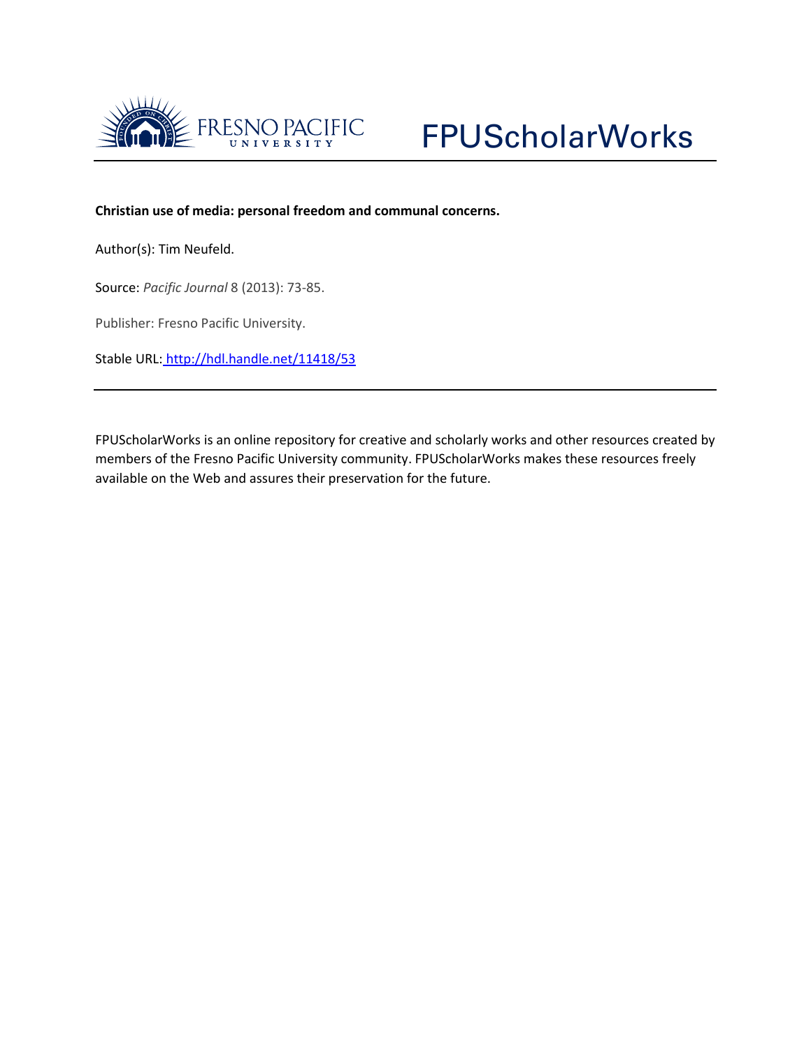FRESNO PACIFIC UNIVERSITY

FPUScholarWorks

**Christian use of media: personal freedom and communal concerns.**

Author(s): Tim Neufeld.

Source: *Pacific Journal* 8 (2013): 73-85.

Publisher: Fresno Pacific University.

Stable URL: http://hdl.handle.net/11418/53

---

FPUScholarWorks is an online repository for creative and scholarly works and other resources created by members of the Fresno Pacific University community. FPUScholarWorks makes these resources freely available on the Web and assures their preservation for the future.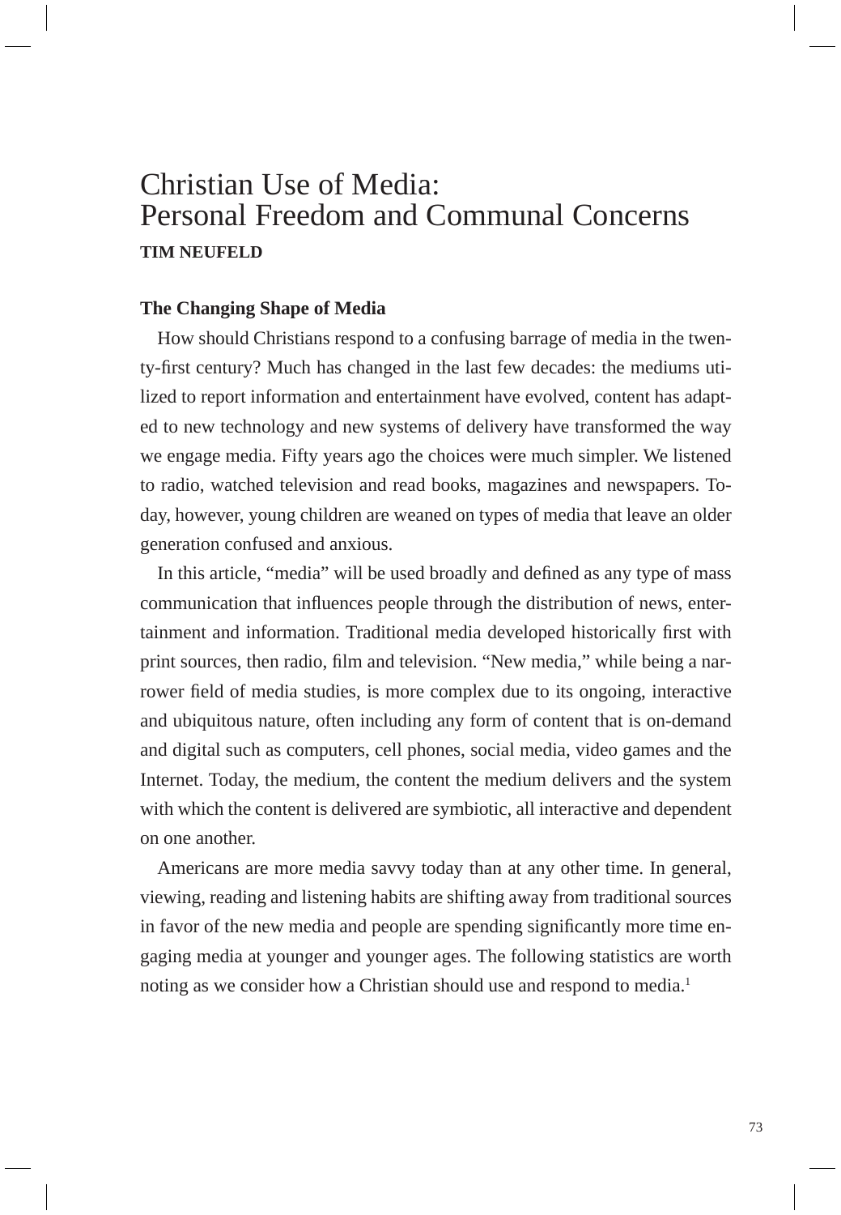# Christian Use of Media: Personal Freedom and Communal Concerns

**TIM NEUFELD**

## The Changing Shape of Media

How should Christians respond to a confusing barrage of media in the twenty-first century? Much has changed in the last few decades: the mediums utilized to report information and entertainment have evolved, content has adapted to new technology and new systems of delivery have transformed the way we engage media. Fifty years ago the choices were much simpler. We listened to radio, watched television and read books, magazines and newspapers. Today, however, young children are weaned on types of media that leave an older generation confused and anxious.

In this article, "media" will be used broadly and defined as any type of mass communication that influences people through the distribution of news, entertainment and information. Traditional media developed historically first with print sources, then radio, film and television. "New media," while being a narrower field of media studies, is more complex due to its ongoing, interactive and ubiquitous nature, often including any form of content that is on-demand and digital such as computers, cell phones, social media, video games and the Internet. Today, the medium, the content the medium delivers and the system with which the content is delivered are symbiotic, all interactive and dependent on one another.

Americans are more media savvy today than at any other time. In general, viewing, reading and listening habits are shifting away from traditional sources in favor of the new media and people are spending significantly more time engaging media at younger and younger ages. The following statistics are worth noting as we consider how a Christian should use and respond to media.[1]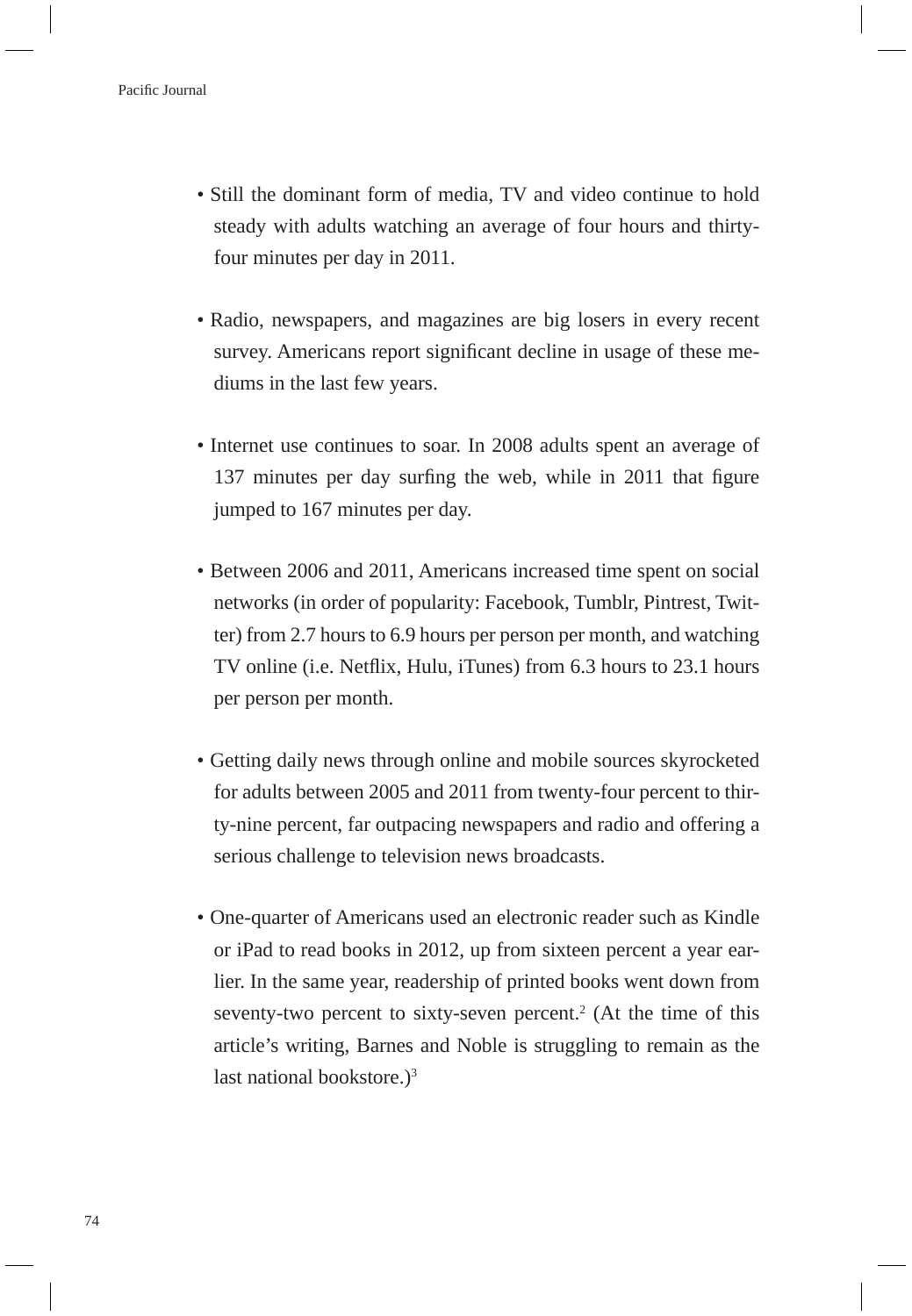- Still the dominant form of media, TV and video continue to hold steady with adults watching an average of four hours and thirty-four minutes per day in 2011.
- Radio, newspapers, and magazines are big losers in every recent survey. Americans report significant decline in usage of these mediums in the last few years.
- Internet use continues to soar. In 2008 adults spent an average of 137 minutes per day surfing the web, while in 2011 that figure jumped to 167 minutes per day.
- Between 2006 and 2011, Americans increased time spent on social networks (in order of popularity: Facebook, Tumblr, Pintrest, Twitter) from 2.7 hours to 6.9 hours per person per month, and watching TV online (i.e. Netflix, Hulu, iTunes) from 6.3 hours to 23.1 hours per person per month.
- Getting daily news through online and mobile sources skyrocketed for adults between 2005 and 2011 from twenty-four percent to thirty-nine percent, far outpacing newspapers and radio and offering a serious challenge to television news broadcasts.
- One-quarter of Americans used an electronic reader such as Kindle or iPad to read books in 2012, up from sixteen percent a year earlier. In the same year, readership of printed books went down from seventy-two percent to sixty-seven percent.[2] (At the time of this article's writing, Barnes and Noble is struggling to remain as the last national bookstore.)[3]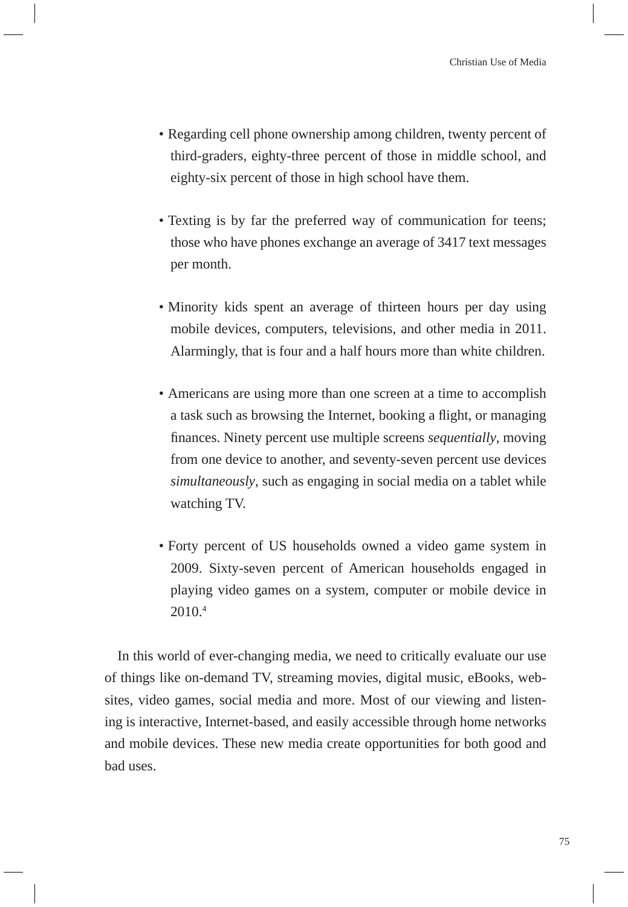- Regarding cell phone ownership among children, twenty percent of third-graders, eighty-three percent of those in middle school, and eighty-six percent of those in high school have them.
- Texting is by far the preferred way of communication for teens; those who have phones exchange an average of 3417 text messages per month.
- Minority kids spent an average of thirteen hours per day using mobile devices, computers, televisions, and other media in 2011. Alarmingly, that is four and a half hours more than white children.
- Americans are using more than one screen at a time to accomplish a task such as browsing the Internet, booking a flight, or managing finances. Ninety percent use multiple screens *sequentially*, moving from one device to another, and seventy-seven percent use devices *simultaneously*, such as engaging in social media on a tablet while watching TV.
- Forty percent of US households owned a video game system in 2009. Sixty-seven percent of American households engaged in playing video games on a system, computer or mobile device in 2010.[4]

In this world of ever-changing media, we need to critically evaluate our use of things like on-demand TV, streaming movies, digital music, eBooks, websites, video games, social media and more. Most of our viewing and listening is interactive, Internet-based, and easily accessible through home networks and mobile devices. These new media create opportunities for both good and bad uses.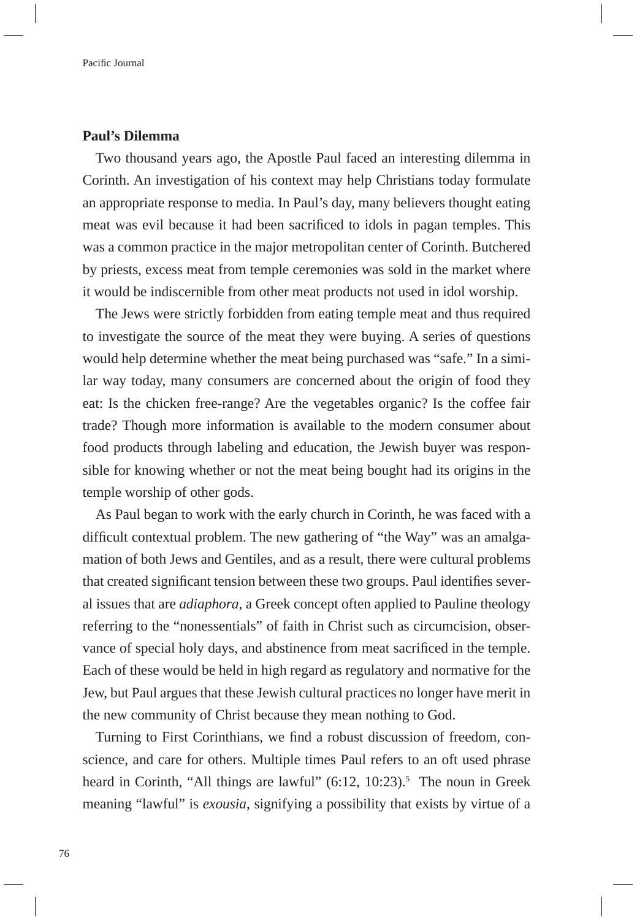## Paul's Dilemma

Two thousand years ago, the Apostle Paul faced an interesting dilemma in Corinth. An investigation of his context may help Christians today formulate an appropriate response to media. In Paul's day, many believers thought eating meat was evil because it had been sacrificed to idols in pagan temples. This was a common practice in the major metropolitan center of Corinth. Butchered by priests, excess meat from temple ceremonies was sold in the market where it would be indiscernible from other meat products not used in idol worship.

The Jews were strictly forbidden from eating temple meat and thus required to investigate the source of the meat they were buying. A series of questions would help determine whether the meat being purchased was "safe." In a similar way today, many consumers are concerned about the origin of food they eat: Is the chicken free-range? Are the vegetables organic? Is the coffee fair trade? Though more information is available to the modern consumer about food products through labeling and education, the Jewish buyer was responsible for knowing whether or not the meat being bought had its origins in the temple worship of other gods.

As Paul began to work with the early church in Corinth, he was faced with a difficult contextual problem. The new gathering of "the Way" was an amalgamation of both Jews and Gentiles, and as a result, there were cultural problems that created significant tension between these two groups. Paul identifies several issues that are *adiaphora*, a Greek concept often applied to Pauline theology referring to the "nonessentials" of faith in Christ such as circumcision, observance of special holy days, and abstinence from meat sacrificed in the temple. Each of these would be held in high regard as regulatory and normative for the Jew, but Paul argues that these Jewish cultural practices no longer have merit in the new community of Christ because they mean nothing to God.

Turning to First Corinthians, we find a robust discussion of freedom, conscience, and care for others. Multiple times Paul refers to an oft used phrase heard in Corinth, "All things are lawful" (6:12, 10:23).[5] The noun in Greek meaning "lawful" is *exousia*, signifying a possibility that exists by virtue of a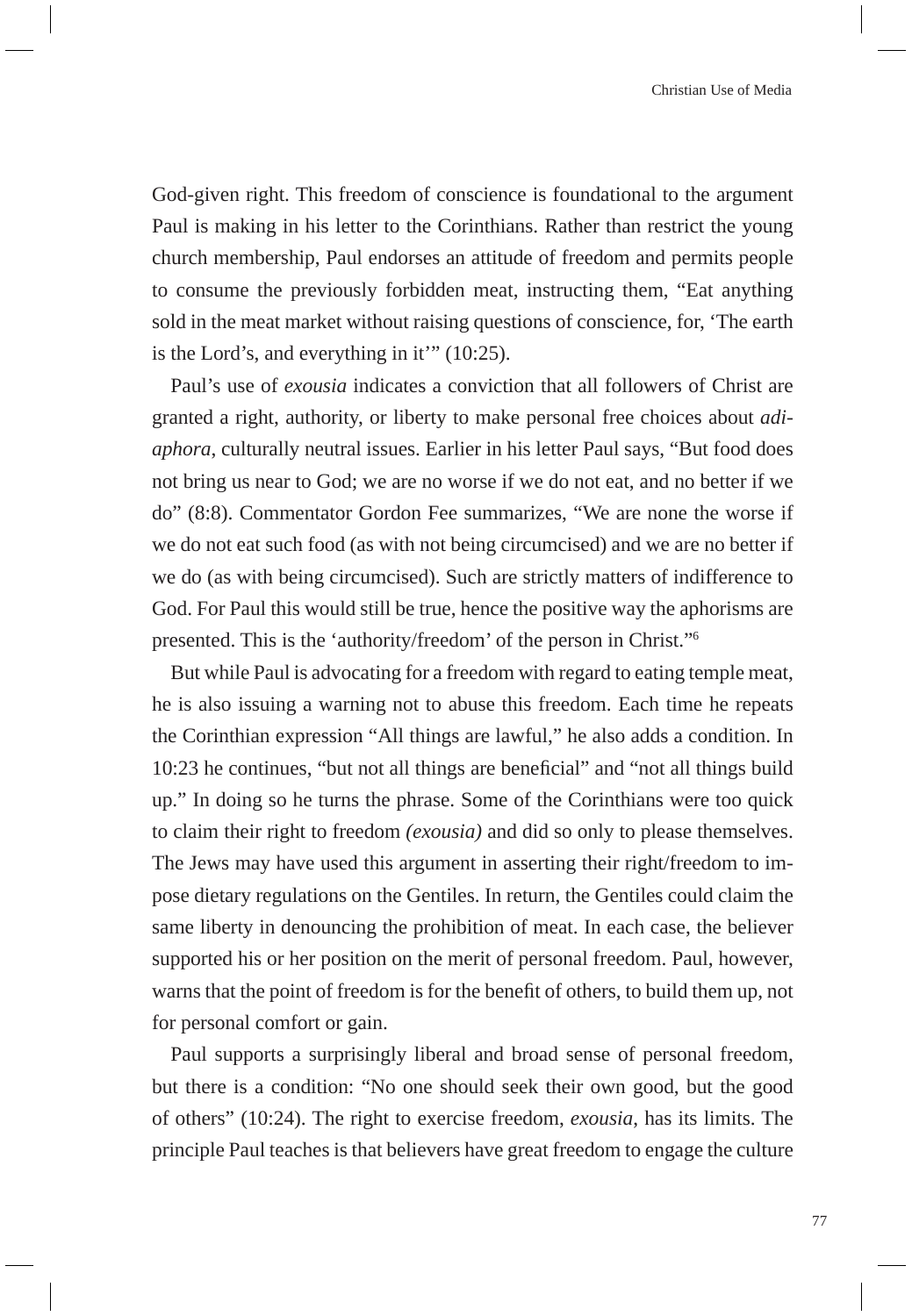God-given right. This freedom of conscience is foundational to the argument Paul is making in his letter to the Corinthians. Rather than restrict the young church membership, Paul endorses an attitude of freedom and permits people to consume the previously forbidden meat, instructing them, "Eat anything sold in the meat market without raising questions of conscience, for, 'The earth is the Lord's, and everything in it'" (10:25).

Paul's use of *exousia* indicates a conviction that all followers of Christ are granted a right, authority, or liberty to make personal free choices about *adiaphora*, culturally neutral issues. Earlier in his letter Paul says, "But food does not bring us near to God; we are no worse if we do not eat, and no better if we do" (8:8). Commentator Gordon Fee summarizes, "We are none the worse if we do not eat such food (as with not being circumcised) and we are no better if we do (as with being circumcised). Such are strictly matters of indifference to God. For Paul this would still be true, hence the positive way the aphorisms are presented. This is the 'authority/freedom' of the person in Christ."[6]

But while Paul is advocating for a freedom with regard to eating temple meat, he is also issuing a warning not to abuse this freedom. Each time he repeats the Corinthian expression "All things are lawful," he also adds a condition. In 10:23 he continues, "but not all things are beneficial" and "not all things build up." In doing so he turns the phrase. Some of the Corinthians were too quick to claim their right to freedom *(exousia)* and did so only to please themselves. The Jews may have used this argument in asserting their right/freedom to impose dietary regulations on the Gentiles. In return, the Gentiles could claim the same liberty in denouncing the prohibition of meat. In each case, the believer supported his or her position on the merit of personal freedom. Paul, however, warns that the point of freedom is for the benefit of others, to build them up, not for personal comfort or gain.

Paul supports a surprisingly liberal and broad sense of personal freedom, but there is a condition: "No one should seek their own good, but the good of others" (10:24). The right to exercise freedom, *exousia*, has its limits. The principle Paul teaches is that believers have great freedom to engage the culture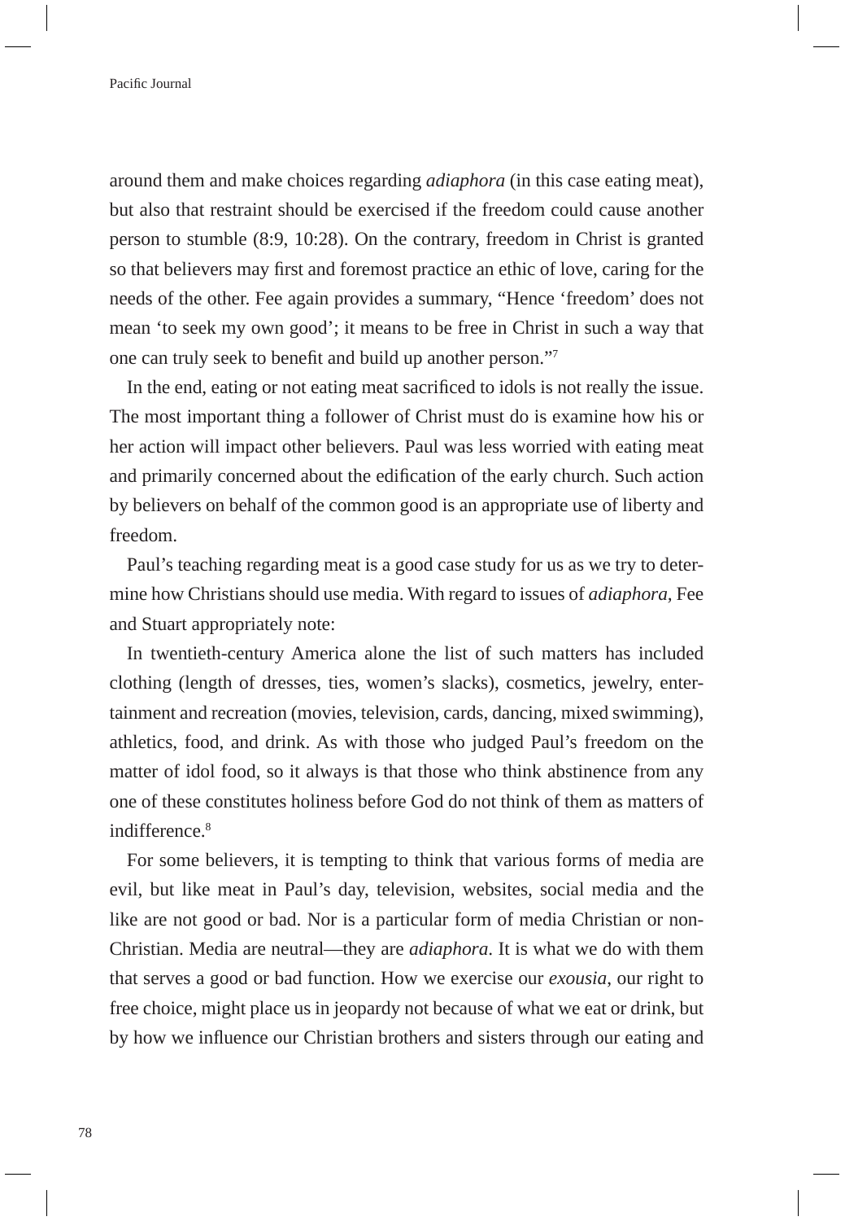around them and make choices regarding *adiaphora* (in this case eating meat), but also that restraint should be exercised if the freedom could cause another person to stumble (8:9, 10:28). On the contrary, freedom in Christ is granted so that believers may first and foremost practice an ethic of love, caring for the needs of the other. Fee again provides a summary, "Hence 'freedom' does not mean 'to seek my own good'; it means to be free in Christ in such a way that one can truly seek to benefit and build up another person."[7]

In the end, eating or not eating meat sacrificed to idols is not really the issue. The most important thing a follower of Christ must do is examine how his or her action will impact other believers. Paul was less worried with eating meat and primarily concerned about the edification of the early church. Such action by believers on behalf of the common good is an appropriate use of liberty and freedom.

Paul's teaching regarding meat is a good case study for us as we try to determine how Christians should use media. With regard to issues of *adiaphora,* Fee and Stuart appropriately note:

> In twentieth-century America alone the list of such matters has included clothing (length of dresses, ties, women's slacks), cosmetics, jewelry, entertainment and recreation (movies, television, cards, dancing, mixed swimming), athletics, food, and drink. As with those who judged Paul's freedom on the matter of idol food, so it always is that those who think abstinence from any one of these constitutes holiness before God do not think of them as matters of indifference.[8]

For some believers, it is tempting to think that various forms of media are evil, but like meat in Paul's day, television, websites, social media and the like are not good or bad. Nor is a particular form of media Christian or non-Christian. Media are neutral—they are *adiaphora*. It is what we do with them that serves a good or bad function. How we exercise our *exousia*, our right to free choice, might place us in jeopardy not because of what we eat or drink, but by how we influence our Christian brothers and sisters through our eating and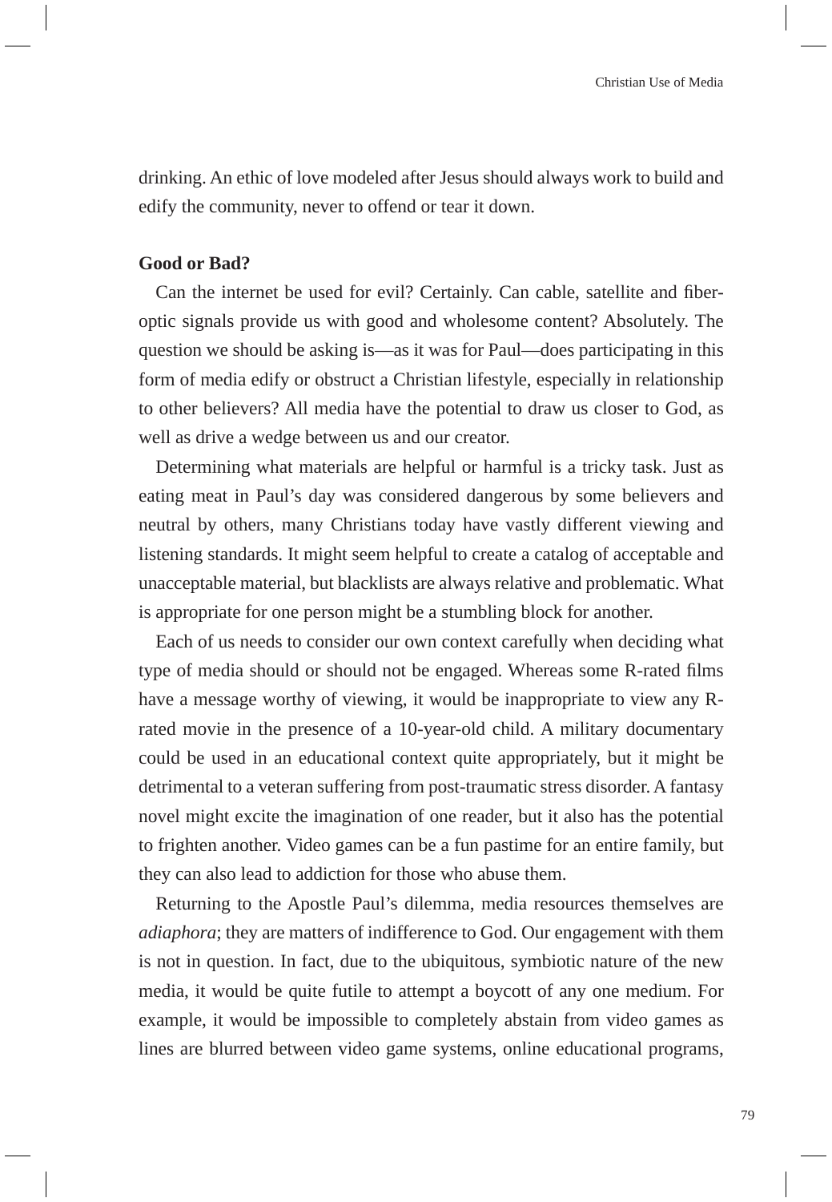drinking. An ethic of love modeled after Jesus should always work to build and edify the community, never to offend or tear it down.

**Good or Bad?**

Can the internet be used for evil? Certainly. Can cable, satellite and fiber-optic signals provide us with good and wholesome content? Absolutely. The question we should be asking is—as it was for Paul—does participating in this form of media edify or obstruct a Christian lifestyle, especially in relationship to other believers? All media have the potential to draw us closer to God, as well as drive a wedge between us and our creator.

Determining what materials are helpful or harmful is a tricky task. Just as eating meat in Paul's day was considered dangerous by some believers and neutral by others, many Christians today have vastly different viewing and listening standards. It might seem helpful to create a catalog of acceptable and unacceptable material, but blacklists are always relative and problematic. What is appropriate for one person might be a stumbling block for another.

Each of us needs to consider our own context carefully when deciding what type of media should or should not be engaged. Whereas some R-rated films have a message worthy of viewing, it would be inappropriate to view any R-rated movie in the presence of a 10-year-old child. A military documentary could be used in an educational context quite appropriately, but it might be detrimental to a veteran suffering from post-traumatic stress disorder. A fantasy novel might excite the imagination of one reader, but it also has the potential to frighten another. Video games can be a fun pastime for an entire family, but they can also lead to addiction for those who abuse them.

Returning to the Apostle Paul's dilemma, media resources themselves are *adiaphora*; they are matters of indifference to God. Our engagement with them is not in question. In fact, due to the ubiquitous, symbiotic nature of the new media, it would be quite futile to attempt a boycott of any one medium. For example, it would be impossible to completely abstain from video games as lines are blurred between video game systems, online educational programs,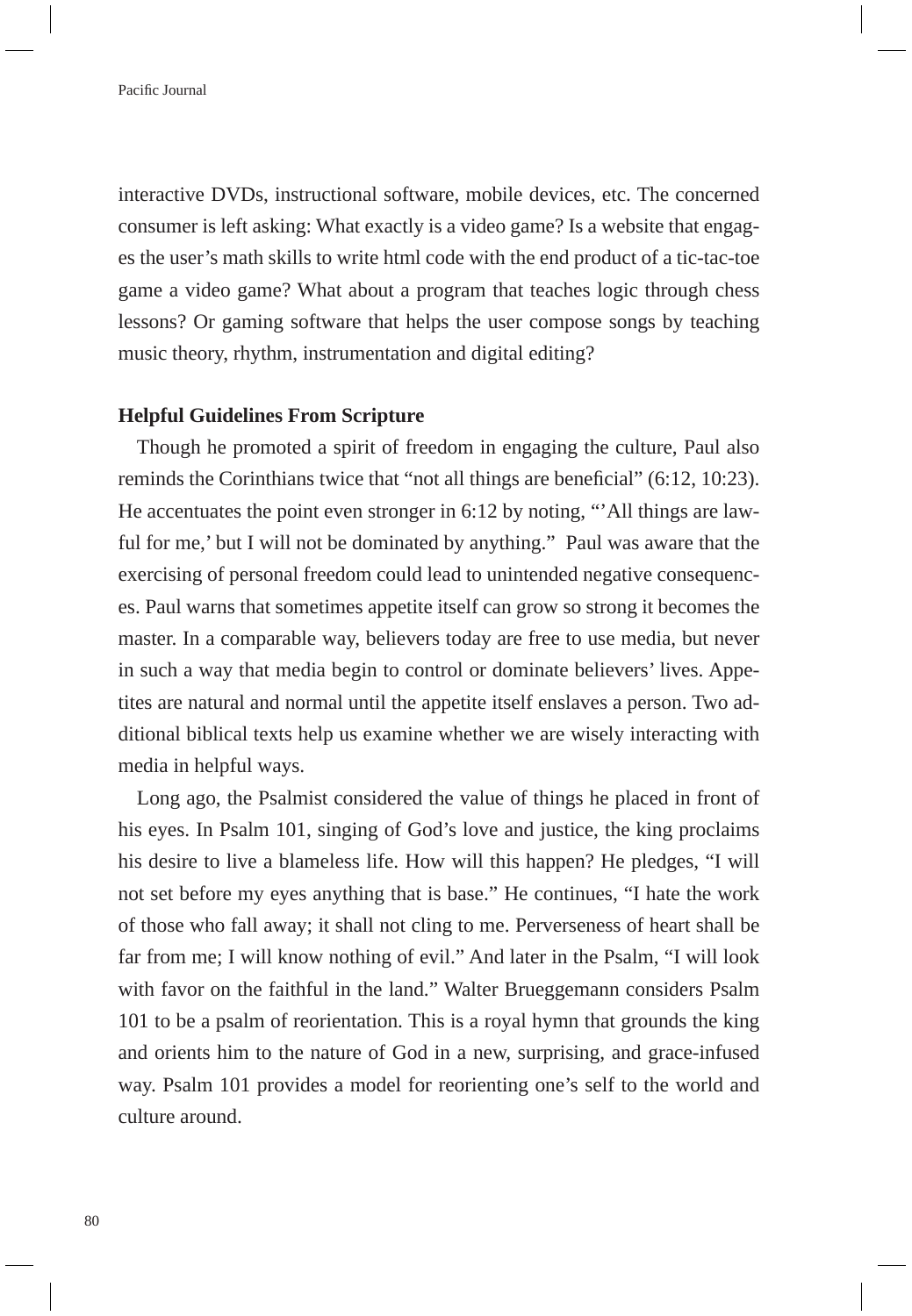interactive DVDs, instructional software, mobile devices, etc. The concerned consumer is left asking: What exactly is a video game? Is a website that engages the user's math skills to write html code with the end product of a tic-tac-toe game a video game? What about a program that teaches logic through chess lessons? Or gaming software that helps the user compose songs by teaching music theory, rhythm, instrumentation and digital editing?

**Helpful Guidelines From Scripture**

Though he promoted a spirit of freedom in engaging the culture, Paul also reminds the Corinthians twice that "not all things are beneficial" (6:12, 10:23). He accentuates the point even stronger in 6:12 by noting, "'All things are lawful for me,' but I will not be dominated by anything." Paul was aware that the exercising of personal freedom could lead to unintended negative consequences. Paul warns that sometimes appetite itself can grow so strong it becomes the master. In a comparable way, believers today are free to use media, but never in such a way that media begin to control or dominate believers' lives. Appetites are natural and normal until the appetite itself enslaves a person. Two additional biblical texts help us examine whether we are wisely interacting with media in helpful ways.

Long ago, the Psalmist considered the value of things he placed in front of his eyes. In Psalm 101, singing of God's love and justice, the king proclaims his desire to live a blameless life. How will this happen? He pledges, "I will not set before my eyes anything that is base." He continues, "I hate the work of those who fall away; it shall not cling to me. Perverseness of heart shall be far from me; I will know nothing of evil." And later in the Psalm, "I will look with favor on the faithful in the land." Walter Brueggemann considers Psalm 101 to be a psalm of reorientation. This is a royal hymn that grounds the king and orients him to the nature of God in a new, surprising, and grace-infused way. Psalm 101 provides a model for reorienting one's self to the world and culture around.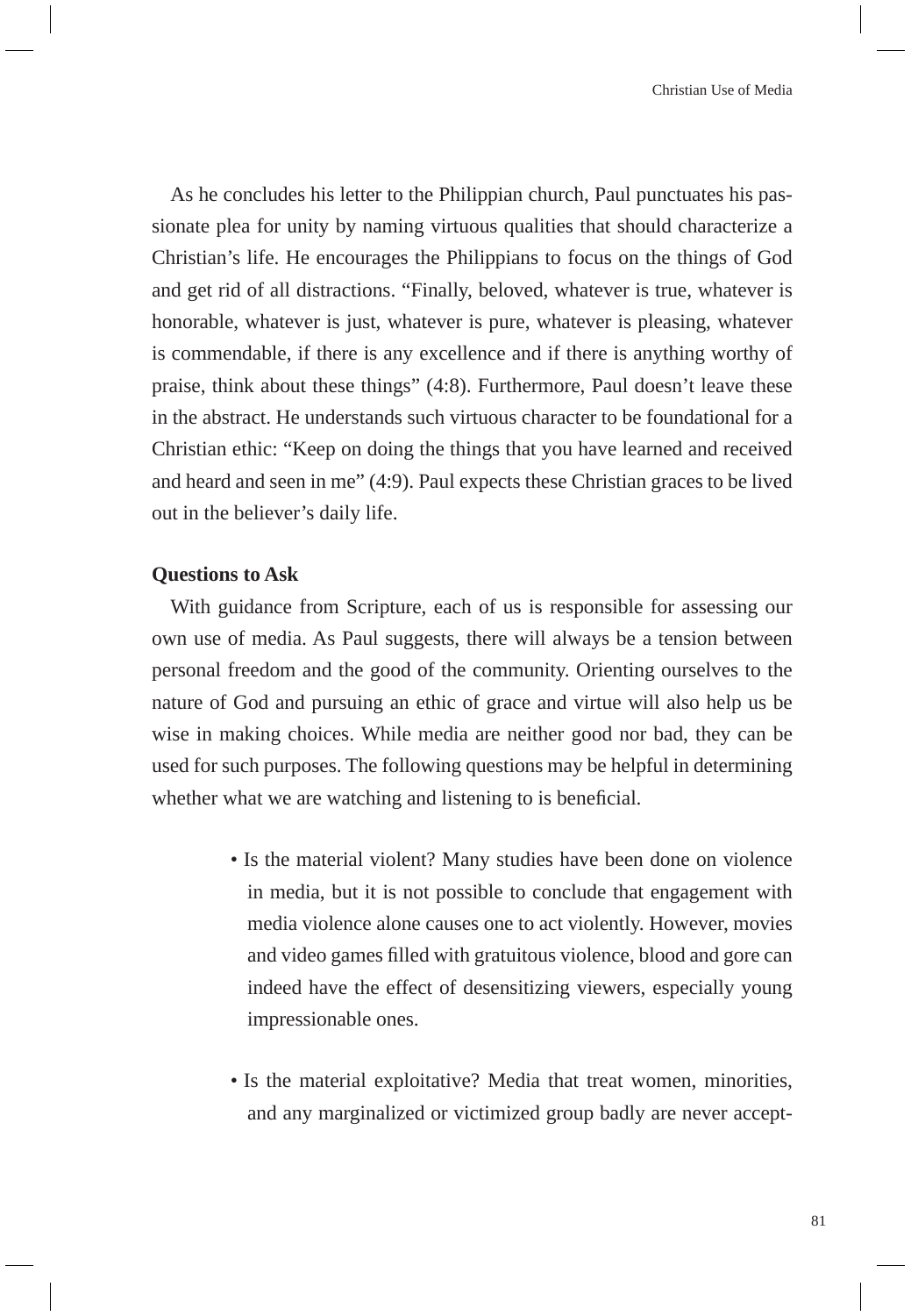As he concludes his letter to the Philippian church, Paul punctuates his passionate plea for unity by naming virtuous qualities that should characterize a Christian's life. He encourages the Philippians to focus on the things of God and get rid of all distractions. "Finally, beloved, whatever is true, whatever is honorable, whatever is just, whatever is pure, whatever is pleasing, whatever is commendable, if there is any excellence and if there is anything worthy of praise, think about these things" (4:8). Furthermore, Paul doesn't leave these in the abstract. He understands such virtuous character to be foundational for a Christian ethic: "Keep on doing the things that you have learned and received and heard and seen in me" (4:9). Paul expects these Christian graces to be lived out in the believer's daily life.

**Questions to Ask**

With guidance from Scripture, each of us is responsible for assessing our own use of media. As Paul suggests, there will always be a tension between personal freedom and the good of the community. Orienting ourselves to the nature of God and pursuing an ethic of grace and virtue will also help us be wise in making choices. While media are neither good nor bad, they can be used for such purposes. The following questions may be helpful in determining whether what we are watching and listening to is beneficial.

- Is the material violent? Many studies have been done on violence in media, but it is not possible to conclude that engagement with media violence alone causes one to act violently. However, movies and video games filled with gratuitous violence, blood and gore can indeed have the effect of desensitizing viewers, especially young impressionable ones.

- Is the material exploitative? Media that treat women, minorities, and any marginalized or victimized group badly are never accept-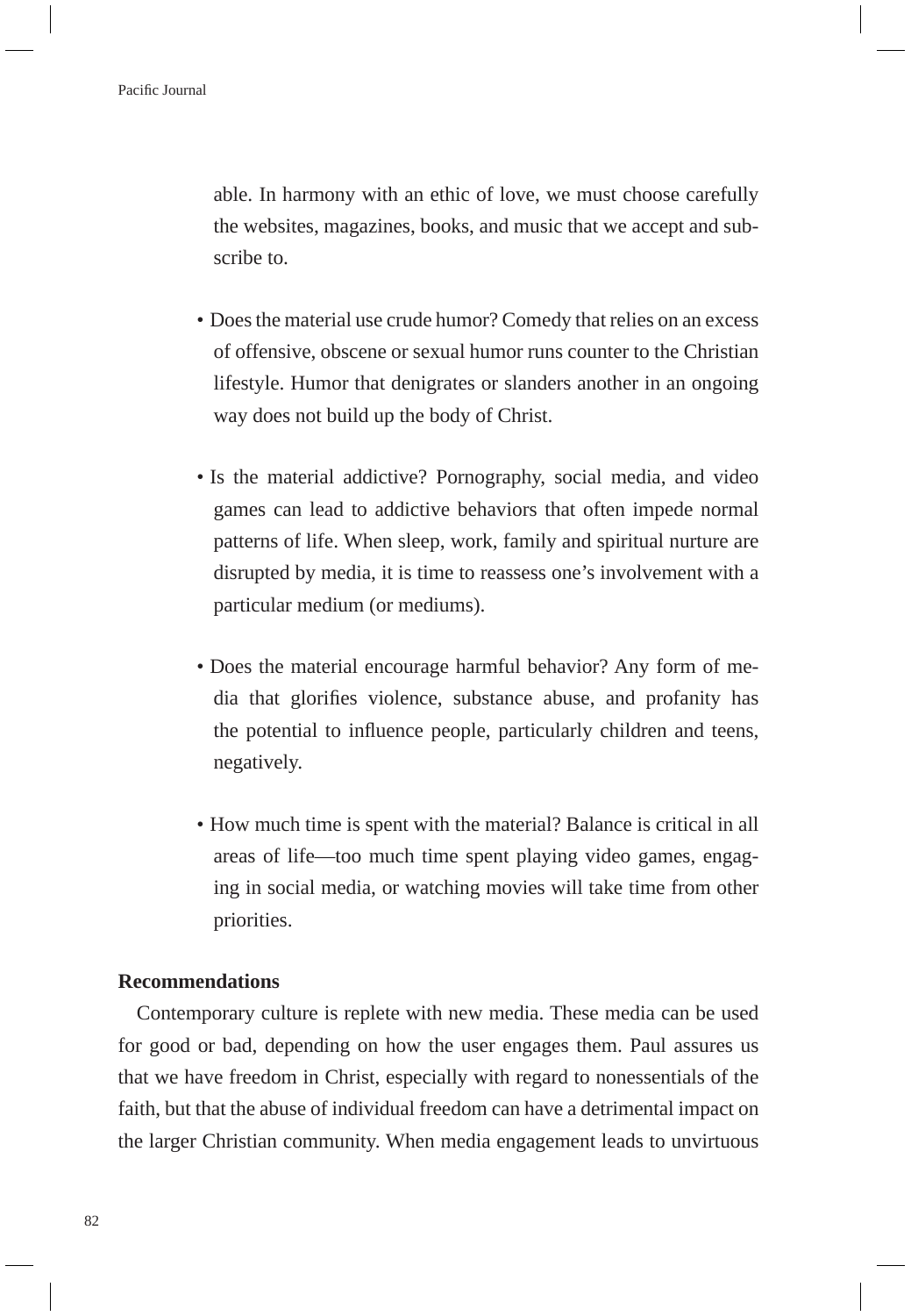able. In harmony with an ethic of love, we must choose carefully the websites, magazines, books, and music that we accept and subscribe to.

- Does the material use crude humor? Comedy that relies on an excess of offensive, obscene or sexual humor runs counter to the Christian lifestyle. Humor that denigrates or slanders another in an ongoing way does not build up the body of Christ.

- Is the material addictive? Pornography, social media, and video games can lead to addictive behaviors that often impede normal patterns of life. When sleep, work, family and spiritual nurture are disrupted by media, it is time to reassess one's involvement with a particular medium (or mediums).

- Does the material encourage harmful behavior? Any form of media that glorifies violence, substance abuse, and profanity has the potential to influence people, particularly children and teens, negatively.

- How much time is spent with the material? Balance is critical in all areas of life—too much time spent playing video games, engaging in social media, or watching movies will take time from other priorities.

## Recommendations

Contemporary culture is replete with new media. These media can be used for good or bad, depending on how the user engages them. Paul assures us that we have freedom in Christ, especially with regard to nonessentials of the faith, but that the abuse of individual freedom can have a detrimental impact on the larger Christian community. When media engagement leads to unvirtuous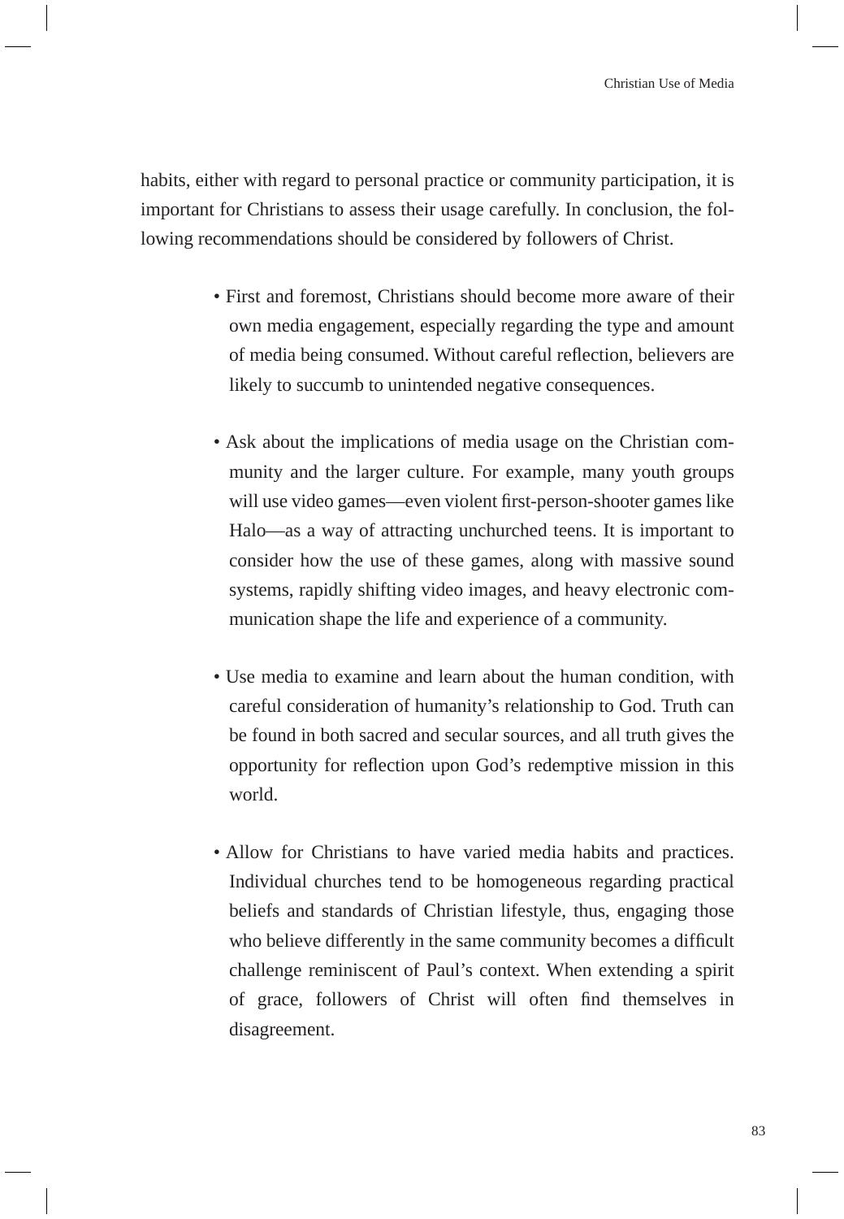habits, either with regard to personal practice or community participation, it is important for Christians to assess their usage carefully. In conclusion, the following recommendations should be considered by followers of Christ.

- First and foremost, Christians should become more aware of their own media engagement, especially regarding the type and amount of media being consumed. Without careful reflection, believers are likely to succumb to unintended negative consequences.

- Ask about the implications of media usage on the Christian community and the larger culture. For example, many youth groups will use video games—even violent first-person-shooter games like Halo—as a way of attracting unchurched teens. It is important to consider how the use of these games, along with massive sound systems, rapidly shifting video images, and heavy electronic communication shape the life and experience of a community.

- Use media to examine and learn about the human condition, with careful consideration of humanity's relationship to God. Truth can be found in both sacred and secular sources, and all truth gives the opportunity for reflection upon God's redemptive mission in this world.

- Allow for Christians to have varied media habits and practices. Individual churches tend to be homogeneous regarding practical beliefs and standards of Christian lifestyle, thus, engaging those who believe differently in the same community becomes a difficult challenge reminiscent of Paul's context. When extending a spirit of grace, followers of Christ will often find themselves in disagreement.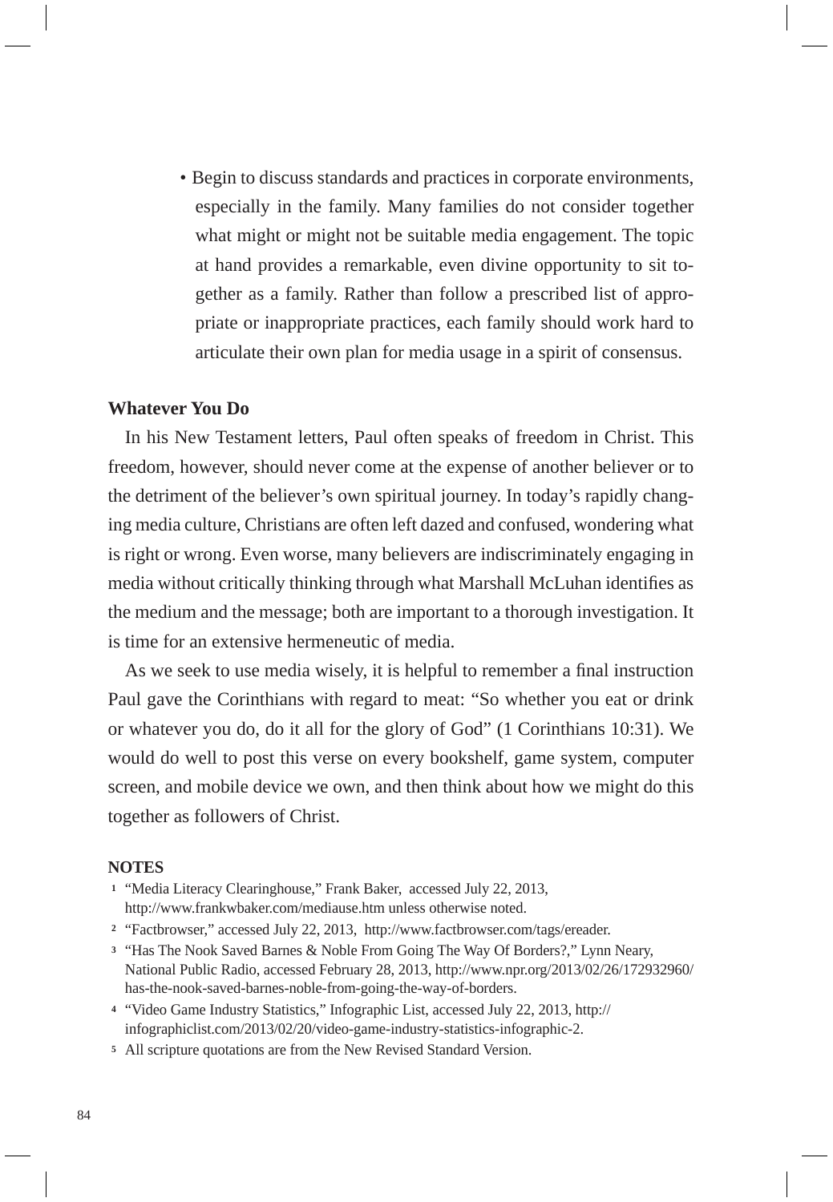- Begin to discuss standards and practices in corporate environments, especially in the family. Many families do not consider together what might or might not be suitable media engagement. The topic at hand provides a remarkable, even divine opportunity to sit together as a family. Rather than follow a prescribed list of appropriate or inappropriate practices, each family should work hard to articulate their own plan for media usage in a spirit of consensus.

### Whatever You Do

In his New Testament letters, Paul often speaks of freedom in Christ. This freedom, however, should never come at the expense of another believer or to the detriment of the believer's own spiritual journey. In today's rapidly changing media culture, Christians are often left dazed and confused, wondering what is right or wrong. Even worse, many believers are indiscriminately engaging in media without critically thinking through what Marshall McLuhan identifies as the medium and the message; both are important to a thorough investigation. It is time for an extensive hermeneutic of media.

As we seek to use media wisely, it is helpful to remember a final instruction Paul gave the Corinthians with regard to meat: "So whether you eat or drink or whatever you do, do it all for the glory of God" (1 Corinthians 10:31). We would do well to post this verse on every bookshelf, game system, computer screen, and mobile device we own, and then think about how we might do this together as followers of Christ.

**NOTES**

1. "Media Literacy Clearinghouse," Frank Baker, accessed July 22, 2013, http://www.frankwbaker.com/mediause.htm unless otherwise noted.
2. "Factbrowser," accessed July 22, 2013, http://www.factbrowser.com/tags/ereader.
3. "Has The Nook Saved Barnes & Noble From Going The Way Of Borders?," Lynn Neary, National Public Radio, accessed February 28, 2013, http://www.npr.org/2013/02/26/172932960/has-the-nook-saved-barnes-noble-from-going-the-way-of-borders.
4. "Video Game Industry Statistics," Infographic List, accessed July 22, 2013, http://infographiclist.com/2013/02/20/video-game-industry-statistics-infographic-2.
5. All scripture quotations are from the New Revised Standard Version.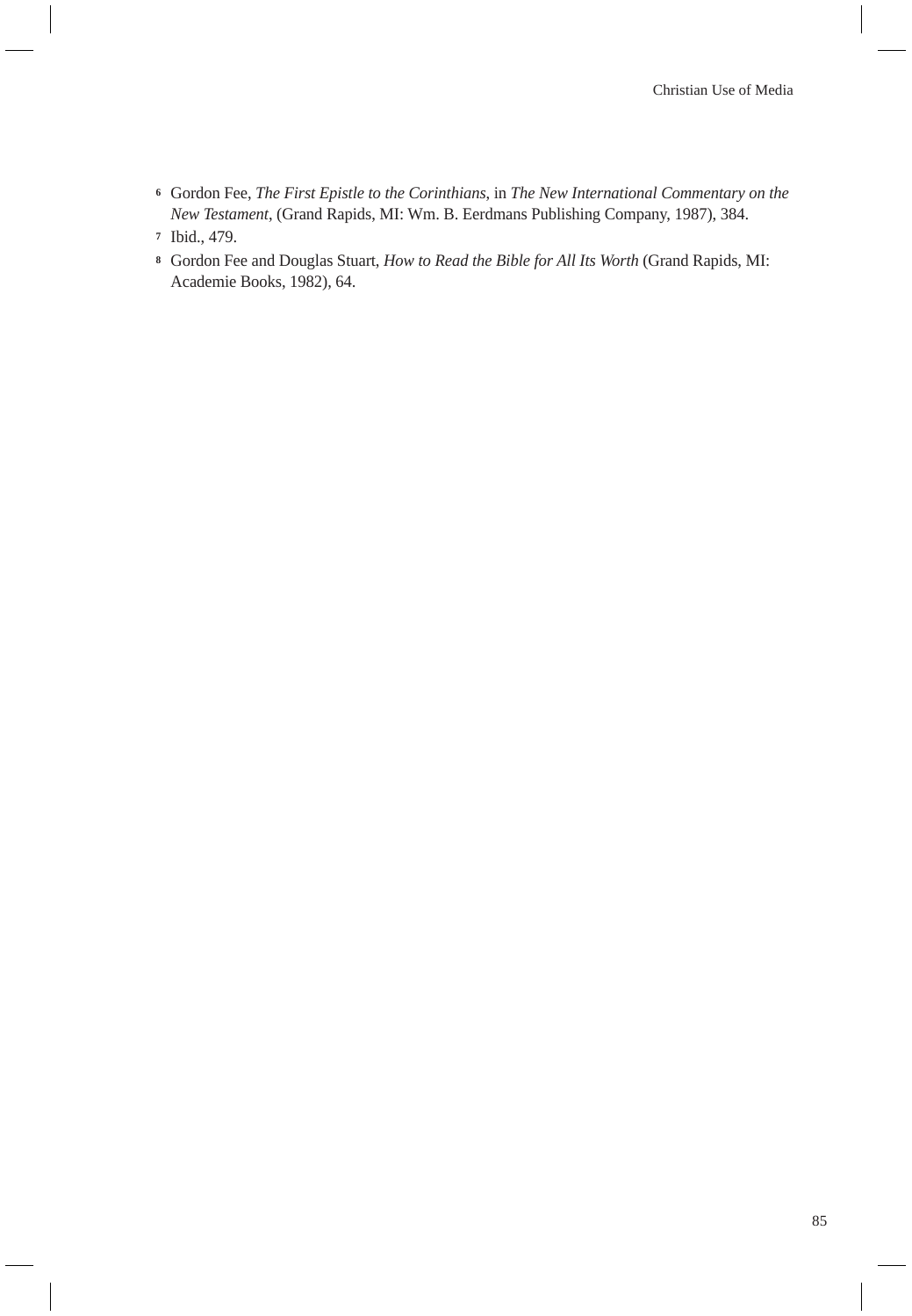[6] Gordon Fee, *The First Epistle to the Corinthians*, in *The New International Commentary on the New Testament*, (Grand Rapids, MI: Wm. B. Eerdmans Publishing Company, 1987), 384.

[7] Ibid., 479.

[8] Gordon Fee and Douglas Stuart, *How to Read the Bible for All Its Worth* (Grand Rapids, MI: Academie Books, 1982), 64.